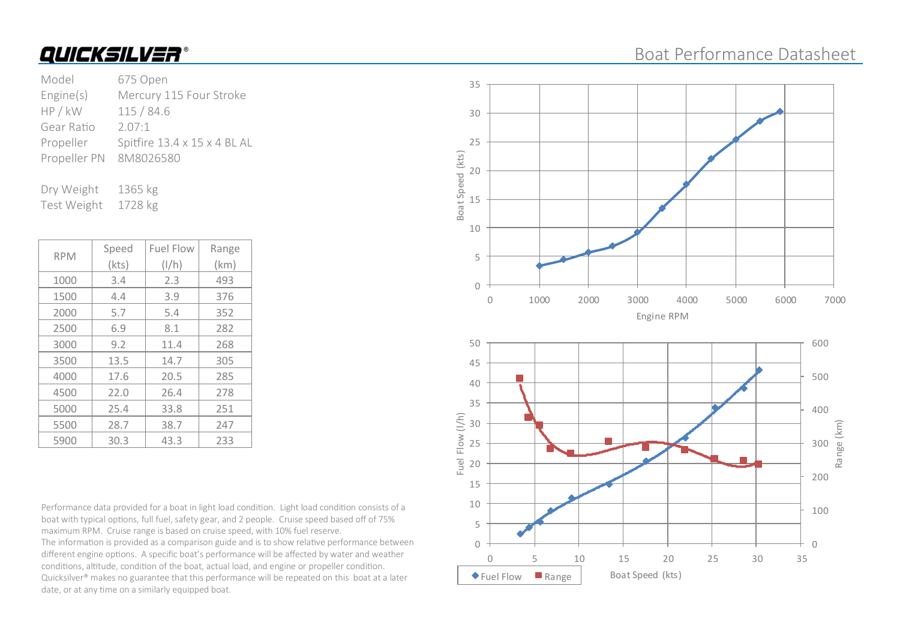# QUICKSILVER®

## Boat Performance Datasheet

| | |
|---|---|
| Model | 675 Open |
| Engine(s) | Mercury 115 Four Stroke |
| HP / kW | 115 / 84.6 |
| Gear Ratio | 2.07:1 |
| Propeller | Spitfire 13.4 x 15 x 4 BL AL |
| Propeller PN | 8M8026580 |
| | |
| Dry Weight | 1365 kg |
| Test Weight | 1728 kg |

| RPM | Speed (kts) | Fuel Flow (l/h) | Range (km) |
|---|---|---|---|
| 1000 | 3.4 | 2.3 | 493 |
| 1500 | 4.4 | 3.9 | 376 |
| 2000 | 5.7 | 5.4 | 352 |
| 2500 | 6.9 | 8.1 | 282 |
| 3000 | 9.2 | 11.4 | 268 |
| 3500 | 13.5 | 14.7 | 305 |
| 4000 | 17.6 | 20.5 | 285 |
| 4500 | 22.0 | 26.4 | 278 |
| 5000 | 25.4 | 33.8 | 251 |
| 5500 | 28.7 | 38.7 | 247 |
| 5900 | 30.3 | 43.3 | 233 |

Performance data provided for a boat in light load condition. Light load condition consists of a boat with typical options, full fuel, safety gear, and 2 people. Cruise speed based off of 75% maximum RPM. Cruise range is based on cruise speed, with 10% fuel reserve.
The information is provided as a comparison guide and is to show relative performance between different engine options. A specific boat's performance will be affected by water and weather conditions, altitude, condition of the boat, actual load, and engine or propeller condition. Quicksilver® makes no guarantee that this performance will be repeated on this boat at a later date, or at any time on a similarly equipped boat.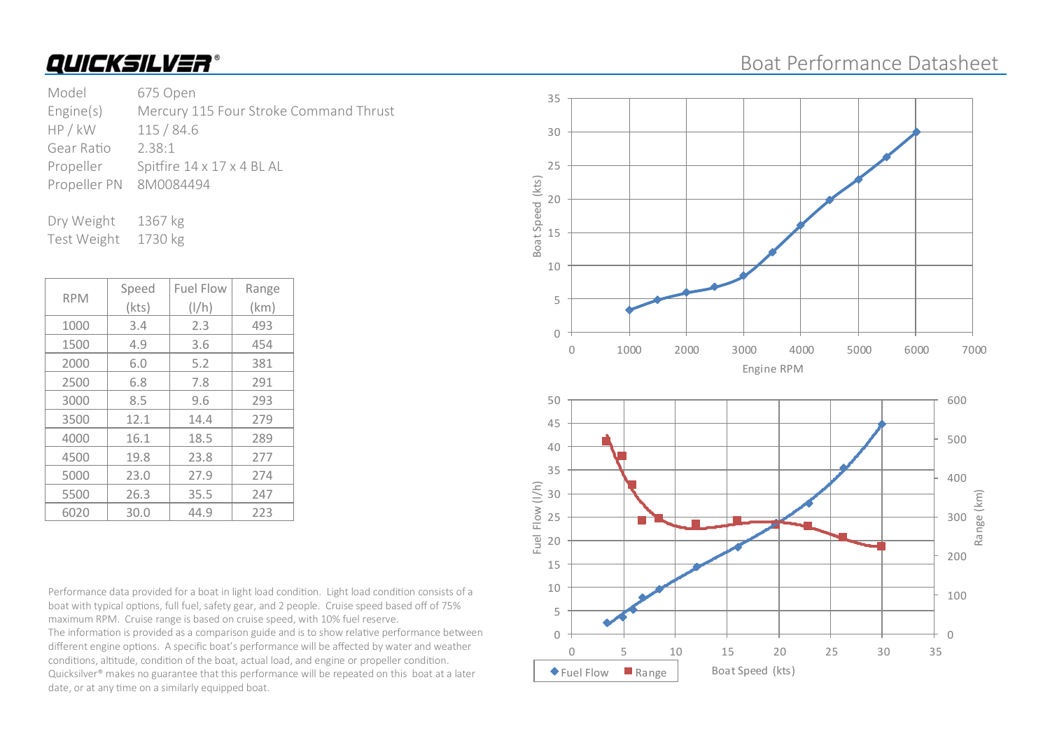# QUICKSILVER®

## Boat Performance Datasheet

| | |
|---|---|
| Model | 675 Open |
| Engine(s) | Mercury 115 Four Stroke Command Thrust |
| HP / kW | 115 / 84.6 |
| Gear Ratio | 2.38:1 |
| Propeller | Spitfire 14 x 17 x 4 BL AL |
| Propeller PN | 8M0084494 |

| | |
|---|---|
| Dry Weight | 1367 kg |
| Test Weight | 1730 kg |

| RPM | Speed (kts) | Fuel Flow (l/h) | Range (km) |
|---|---|---|---|
| 1000 | 3.4 | 2.3 | 493 |
| 1500 | 4.9 | 3.6 | 454 |
| 2000 | 6.0 | 5.2 | 381 |
| 2500 | 6.8 | 7.8 | 291 |
| 3000 | 8.5 | 9.6 | 293 |
| 3500 | 12.1 | 14.4 | 279 |
| 4000 | 16.1 | 18.5 | 289 |
| 4500 | 19.8 | 23.8 | 277 |
| 5000 | 23.0 | 27.9 | 274 |
| 5500 | 26.3 | 35.5 | 247 |
| 6020 | 30.0 | 44.9 | 223 |

Performance data provided for a boat in light load condition. Light load condition consists of a boat with typical options, full fuel, safety gear, and 2 people. Cruise speed based off of 75% maximum RPM. Cruise range is based on cruise speed, with 10% fuel reserve.
The information is provided as a comparison guide and is to show relative performance between different engine options. A specific boat's performance will be affected by water and weather conditions, altitude, condition of the boat, actual load, and engine or propeller condition. Quicksilver® makes no guarantee that this performance will be repeated on this boat at a later date, or at any time on a similarly equipped boat.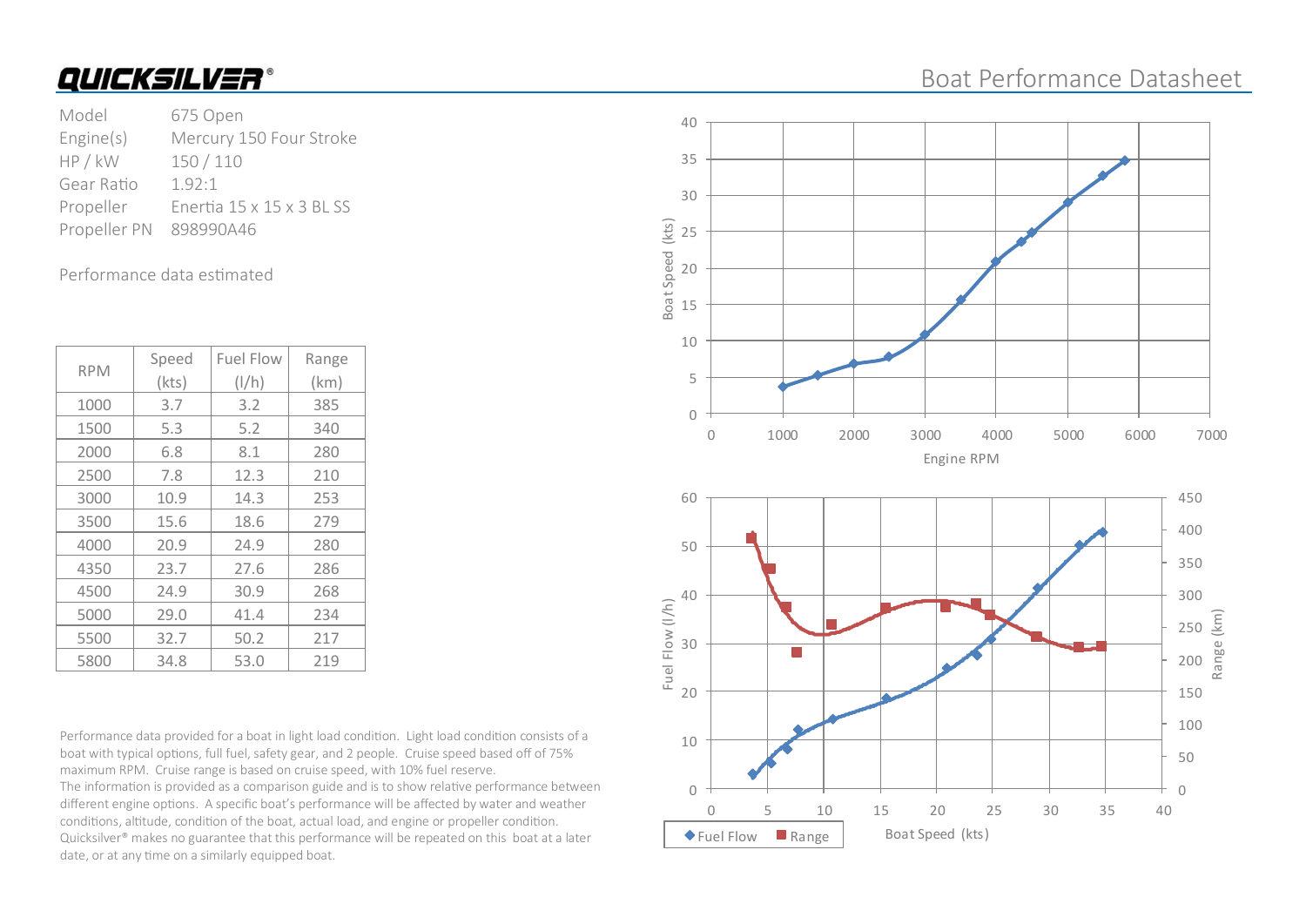# QUICKSILVER®

## Boat Performance Datasheet

| | |
|---|---|
| Model | 675 Open |
| Engine(s) | Mercury 150 Four Stroke |
| HP / kW | 150 / 110 |
| Gear Ratio | 1.92:1 |
| Propeller | Enertia 15 x 15 x 3 BL SS |
| Propeller PN | 898990A46 |

Performance data estimated

| RPM | Speed (kts) | Fuel Flow (l/h) | Range (km) |
|---|---|---|---|
| 1000 | 3.7 | 3.2 | 385 |
| 1500 | 5.3 | 5.2 | 340 |
| 2000 | 6.8 | 8.1 | 280 |
| 2500 | 7.8 | 12.3 | 210 |
| 3000 | 10.9 | 14.3 | 253 |
| 3500 | 15.6 | 18.6 | 279 |
| 4000 | 20.9 | 24.9 | 280 |
| 4350 | 23.7 | 27.6 | 286 |
| 4500 | 24.9 | 30.9 | 268 |
| 5000 | 29.0 | 41.4 | 234 |
| 5500 | 32.7 | 50.2 | 217 |
| 5800 | 34.8 | 53.0 | 219 |

Performance data provided for a boat in light load condition. Light load condition consists of a boat with typical options, full fuel, safety gear, and 2 people. Cruise speed based off of 75% maximum RPM. Cruise range is based on cruise speed, with 10% fuel reserve.
The information is provided as a comparison guide and is to show relative performance between different engine options. A specific boat's performance will be affected by water and weather conditions, altitude, condition of the boat, actual load, and engine or propeller condition. Quicksilver® makes no guarantee that this performance will be repeated on this boat at a later date, or at any time on a similarly equipped boat.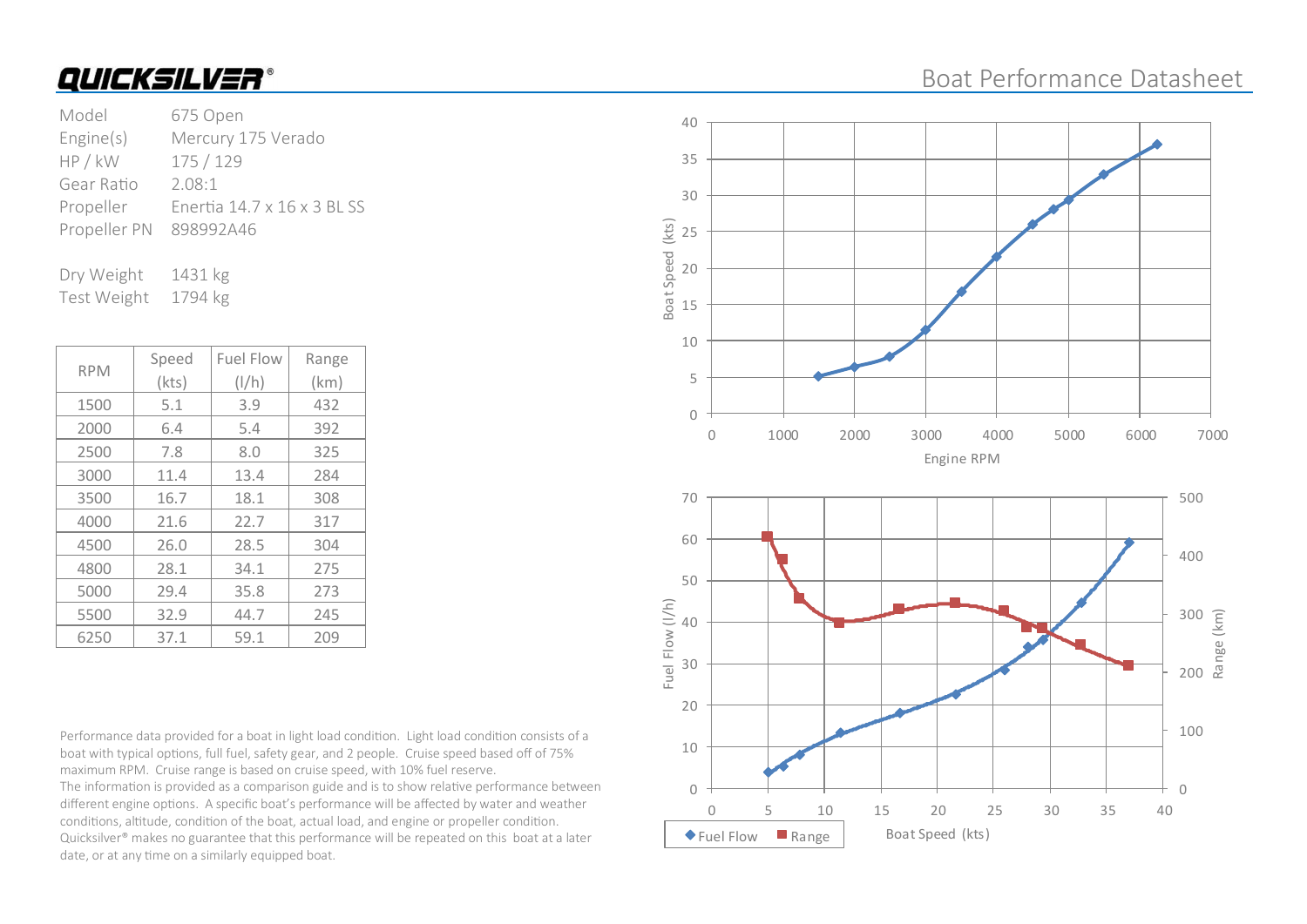# QUICKSILVER®

## Boat Performance Datasheet

| | |
|---|---|
| Model | 675 Open |
| Engine(s) | Mercury 175 Verado |
| HP / kW | 175 / 129 |
| Gear Ratio | 2.08:1 |
| Propeller | Enertia 14.7 x 16 x 3 BL SS |
| Propeller PN | 898992A46 |

| | |
|---|---|
| Dry Weight | 1431 kg |
| Test Weight | 1794 kg |

| RPM | Speed (kts) | Fuel Flow (l/h) | Range (km) |
|---|---|---|---|
| 1500 | 5.1 | 3.9 | 432 |
| 2000 | 6.4 | 5.4 | 392 |
| 2500 | 7.8 | 8.0 | 325 |
| 3000 | 11.4 | 13.4 | 284 |
| 3500 | 16.7 | 18.1 | 308 |
| 4000 | 21.6 | 22.7 | 317 |
| 4500 | 26.0 | 28.5 | 304 |
| 4800 | 28.1 | 34.1 | 275 |
| 5000 | 29.4 | 35.8 | 273 |
| 5500 | 32.9 | 44.7 | 245 |
| 6250 | 37.1 | 59.1 | 209 |

Performance data provided for a boat in light load condition. Light load condition consists of a boat with typical options, full fuel, safety gear, and 2 people. Cruise speed based off of 75% maximum RPM. Cruise range is based on cruise speed, with 10% fuel reserve.
The information is provided as a comparison guide and is to show relative performance between different engine options. A specific boat's performance will be affected by water and weather conditions, altitude, condition of the boat, actual load, and engine or propeller condition. Quicksilver® makes no guarantee that this performance will be repeated on this boat at a later date, or at any time on a similarly equipped boat.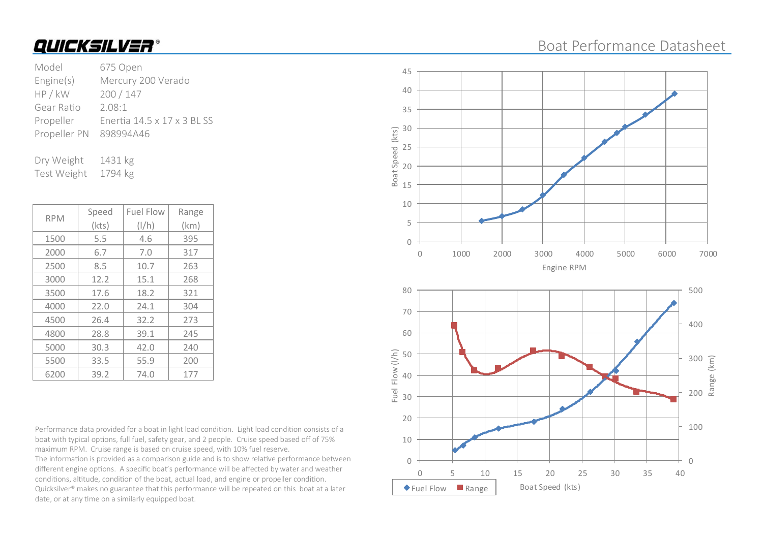QUICKSILVER®

# Boat Performance Datasheet

| | |
|---|---|
| Model | 675 Open |
| Engine(s) | Mercury 200 Verado |
| HP / kW | 200 / 147 |
| Gear Ratio | 2.08:1 |
| Propeller | Enertia 14.5 x 17 x 3 BL SS |
| Propeller PN | 898994A46 |

| | |
|---|---|
| Dry Weight | 1431 kg |
| Test Weight | 1794 kg |

| RPM | Speed (kts) | Fuel Flow (l/h) | Range (km) |
|---|---|---|---|
| 1500 | 5.5 | 4.6 | 395 |
| 2000 | 6.7 | 7.0 | 317 |
| 2500 | 8.5 | 10.7 | 263 |
| 3000 | 12.2 | 15.1 | 268 |
| 3500 | 17.6 | 18.2 | 321 |
| 4000 | 22.0 | 24.1 | 304 |
| 4500 | 26.4 | 32.2 | 273 |
| 4800 | 28.8 | 39.1 | 245 |
| 5000 | 30.3 | 42.0 | 240 |
| 5500 | 33.5 | 55.9 | 200 |
| 6200 | 39.2 | 74.0 | 177 |

Performance data provided for a boat in light load condition. Light load condition consists of a boat with typical options, full fuel, safety gear, and 2 people. Cruise speed based off of 75% maximum RPM. Cruise range is based on cruise speed, with 10% fuel reserve.
The information is provided as a comparison guide and is to show relative performance between different engine options. A specific boat's performance will be affected by water and weather conditions, altitude, condition of the boat, actual load, and engine or propeller condition. Quicksilver® makes no guarantee that this performance will be repeated on this boat at a later date, or at any time on a similarly equipped boat.

Boat Speed (kts)
45
40
35
30
25
20
15
10
5
0
0 1000 2000 3000 4000 5000 6000 7000
Engine RPM

Fuel Flow (l/h)
80
70
60
50
40
30
20
10
0
0 5 10 15 20 25 30 35 40
Boat Speed (kts)
Range (km)
500
400
300
200
100
0
Fuel Flow
Range